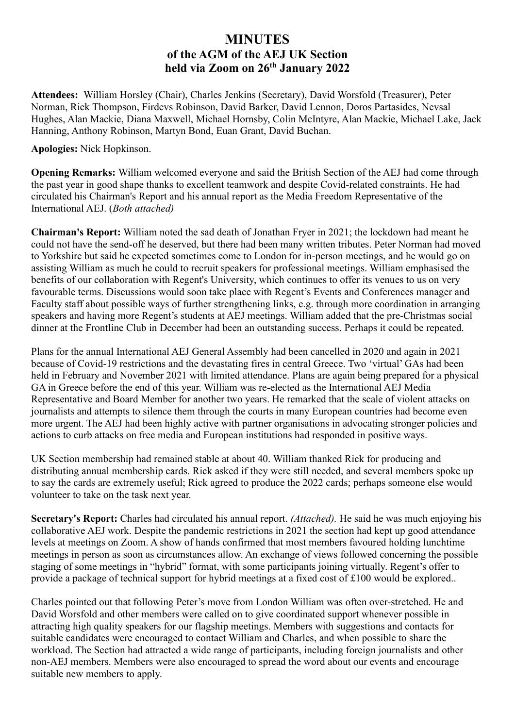# MINUTES
## of the AGM of the AEJ UK Section
## held via Zoom on 26th January 2022

**Attendees:** William Horsley (Chair), Charles Jenkins (Secretary), David Worsfold (Treasurer), Peter Norman, Rick Thompson, Firdevs Robinson, David Barker, David Lennon, Doros Partasides, Nevsal Hughes, Alan Mackie, Diana Maxwell, Michael Hornsby, Colin McIntyre, Alan Mackie, Michael Lake, Jack Hanning, Anthony Robinson, Martyn Bond, Euan Grant, David Buchan.

**Apologies:** Nick Hopkinson.

**Opening Remarks:** William welcomed everyone and said the British Section of the AEJ had come through the past year in good shape thanks to excellent teamwork and despite Covid-related constraints. He had circulated his Chairman's Report and his annual report as the Media Freedom Representative of the International AEJ. (*Both attached)*

**Chairman's Report:** William noted the sad death of Jonathan Fryer in 2021; the lockdown had meant he could not have the send-off he deserved, but there had been many written tributes. Peter Norman had moved to Yorkshire but said he expected sometimes come to London for in-person meetings, and he would go on assisting William as much he could to recruit speakers for professional meetings. William emphasised the benefits of our collaboration with Regent's University, which continues to offer its venues to us on very favourable terms. Discussions would soon take place with Regent's Events and Conferences manager and Faculty staff about possible ways of further strengthening links, e.g. through more coordination in arranging speakers and having more Regent's students at AEJ meetings. William added that the pre-Christmas social dinner at the Frontline Club in December had been an outstanding success. Perhaps it could be repeated.

Plans for the annual International AEJ General Assembly had been cancelled in 2020 and again in 2021 because of Covid-19 restrictions and the devastating fires in central Greece. Two 'virtual' GAs had been held in February and November 2021 with limited attendance. Plans are again being prepared for a physical GA in Greece before the end of this year. William was re-elected as the International AEJ Media Representative and Board Member for another two years. He remarked that the scale of violent attacks on journalists and attempts to silence them through the courts in many European countries had become even more urgent. The AEJ had been highly active with partner organisations in advocating stronger policies and actions to curb attacks on free media and European institutions had responded in positive ways.

UK Section membership had remained stable at about 40. William thanked Rick for producing and distributing annual membership cards. Rick asked if they were still needed, and several members spoke up to say the cards are extremely useful; Rick agreed to produce the 2022 cards; perhaps someone else would volunteer to take on the task next year.

**Secretary's Report:** Charles had circulated his annual report. *(Attached).* He said he was much enjoying his collaborative AEJ work. Despite the pandemic restrictions in 2021 the section had kept up good attendance levels at meetings on Zoom. A show of hands confirmed that most members favoured holding lunchtime meetings in person as soon as circumstances allow. An exchange of views followed concerning the possible staging of some meetings in "hybrid" format, with some participants joining virtually. Regent's offer to provide a package of technical support for hybrid meetings at a fixed cost of £100 would be explored..

Charles pointed out that following Peter's move from London William was often over-stretched. He and David Worsfold and other members were called on to give coordinated support whenever possible in attracting high quality speakers for our flagship meetings. Members with suggestions and contacts for suitable candidates were encouraged to contact William and Charles, and when possible to share the workload. The Section had attracted a wide range of participants, including foreign journalists and other non-AEJ members. Members were also encouraged to spread the word about our events and encourage suitable new members to apply.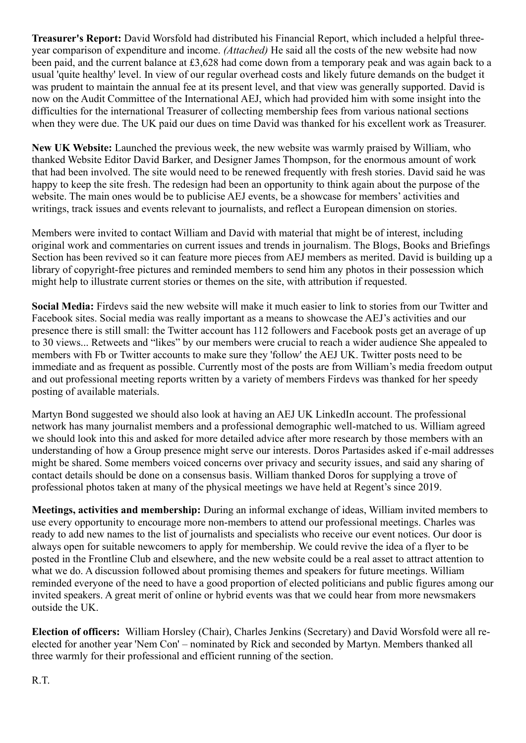**Treasurer's Report:** David Worsfold had distributed his Financial Report, which included a helpful three-year comparison of expenditure and income. *(Attached)* He said all the costs of the new website had now been paid, and the current balance at £3,628 had come down from a temporary peak and was again back to a usual 'quite healthy' level. In view of our regular overhead costs and likely future demands on the budget it was prudent to maintain the annual fee at its present level, and that view was generally supported. David is now on the Audit Committee of the International AEJ, which had provided him with some insight into the difficulties for the international Treasurer of collecting membership fees from various national sections when they were due. The UK paid our dues on time David was thanked for his excellent work as Treasurer.

**New UK Website:** Launched the previous week, the new website was warmly praised by William, who thanked Website Editor David Barker, and Designer James Thompson, for the enormous amount of work that had been involved. The site would need to be renewed frequently with fresh stories. David said he was happy to keep the site fresh. The redesign had been an opportunity to think again about the purpose of the website. The main ones would be to publicise AEJ events, be a showcase for members' activities and writings, track issues and events relevant to journalists, and reflect a European dimension on stories.

Members were invited to contact William and David with material that might be of interest, including original work and commentaries on current issues and trends in journalism. The Blogs, Books and Briefings Section has been revived so it can feature more pieces from AEJ members as merited. David is building up a library of copyright-free pictures and reminded members to send him any photos in their possession which might help to illustrate current stories or themes on the site, with attribution if requested.

**Social Media:** Firdevs said the new website will make it much easier to link to stories from our Twitter and Facebook sites. Social media was really important as a means to showcase the AEJ's activities and our presence there is still small: the Twitter account has 112 followers and Facebook posts get an average of up to 30 views... Retweets and "likes" by our members were crucial to reach a wider audience She appealed to members with Fb or Twitter accounts to make sure they 'follow' the AEJ UK. Twitter posts need to be immediate and as frequent as possible. Currently most of the posts are from William's media freedom output and out professional meeting reports written by a variety of members Firdevs was thanked for her speedy posting of available materials.

Martyn Bond suggested we should also look at having an AEJ UK LinkedIn account. The professional network has many journalist members and a professional demographic well-matched to us. William agreed we should look into this and asked for more detailed advice after more research by those members with an understanding of how a Group presence might serve our interests. Doros Partasides asked if e-mail addresses might be shared. Some members voiced concerns over privacy and security issues, and said any sharing of contact details should be done on a consensus basis. William thanked Doros for supplying a trove of professional photos taken at many of the physical meetings we have held at Regent's since 2019.

**Meetings, activities and membership:** During an informal exchange of ideas, William invited members to use every opportunity to encourage more non-members to attend our professional meetings. Charles was ready to add new names to the list of journalists and specialists who receive our event notices. Our door is always open for suitable newcomers to apply for membership. We could revive the idea of a flyer to be posted in the Frontline Club and elsewhere, and the new website could be a real asset to attract attention to what we do. A discussion followed about promising themes and speakers for future meetings. William reminded everyone of the need to have a good proportion of elected politicians and public figures among our invited speakers. A great merit of online or hybrid events was that we could hear from more newsmakers outside the UK.

**Election of officers:** William Horsley (Chair), Charles Jenkins (Secretary) and David Worsfold were all re-elected for another year 'Nem Con' – nominated by Rick and seconded by Martyn. Members thanked all three warmly for their professional and efficient running of the section.

R.T.